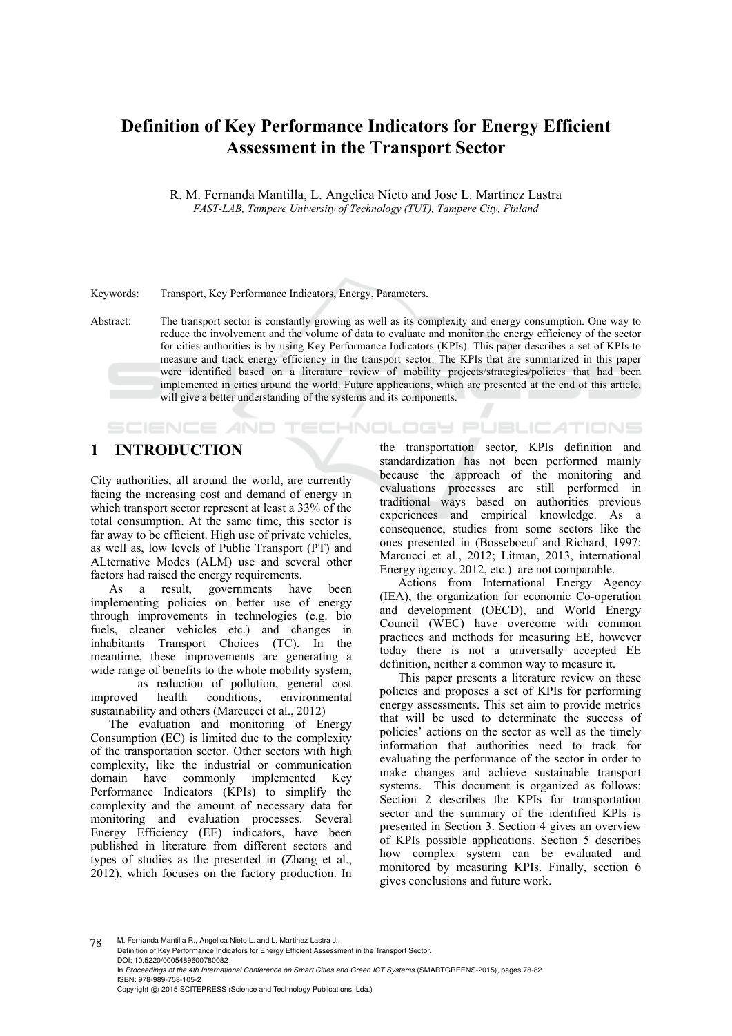# Definition of Key Performance Indicators for Energy Efficient Assessment in the Transport Sector

R. M. Fernanda Mantilla, L. Angelica Nieto and Jose L. Martinez Lastra

*FAST-LAB, Tampere University of Technology (TUT), Tampere City, Finland*

Keywords: Transport, Key Performance Indicators, Energy, Parameters.

Abstract: The transport sector is constantly growing as well as its complexity and energy consumption. One way to reduce the involvement and the volume of data to evaluate and monitor the energy efficiency of the sector for cities authorities is by using Key Performance Indicators (KPIs). This paper describes a set of KPIs to measure and track energy efficiency in the transport sector. The KPIs that are summarized in this paper were identified based on a literature review of mobility projects/strategies/policies that had been implemented in cities around the world. Future applications, which are presented at the end of this article, will give a better understanding of the systems and its components.

## 1 INTRODUCTION

City authorities, all around the world, are currently facing the increasing cost and demand of energy in which transport sector represent at least a 33% of the total consumption. At the same time, this sector is far away to be efficient. High use of private vehicles, as well as, low levels of Public Transport (PT) and ALternative Modes (ALM) use and several other factors had raised the energy requirements.

As a result, governments have been implementing policies on better use of energy through improvements in technologies (e.g. bio fuels, cleaner vehicles etc.) and changes in inhabitants Transport Choices (TC). In the meantime, these improvements are generating a wide range of benefits to the whole mobility system, as reduction of pollution, general cost improved health conditions, environmental sustainability and others (Marcucci et al., 2012)

The evaluation and monitoring of Energy Consumption (EC) is limited due to the complexity of the transportation sector. Other sectors with high complexity, like the industrial or communication domain have commonly implemented Key Performance Indicators (KPIs) to simplify the complexity and the amount of necessary data for monitoring and evaluation processes. Several Energy Efficiency (EE) indicators, have been published in literature from different sectors and types of studies as the presented in (Zhang et al., 2012), which focuses on the factory production. In the transportation sector, KPIs definition and standardization has not been performed mainly because the approach of the monitoring and evaluations processes are still performed in traditional ways based on authorities previous experiences and empirical knowledge. As a consequence, studies from some sectors like the ones presented in (Bosseboeuf and Richard, 1997; Marcucci et al., 2012; Litman, 2013, international Energy agency, 2012, etc.) are not comparable.

Actions from International Energy Agency (IEA), the organization for economic Co-operation and development (OECD), and World Energy Council (WEC) have overcome with common practices and methods for measuring EE, however today there is not a universally accepted EE definition, neither a common way to measure it.

This paper presents a literature review on these policies and proposes a set of KPIs for performing energy assessments. This set aim to provide metrics that will be used to determinate the success of policies' actions on the sector as well as the timely information that authorities need to track for evaluating the performance of the sector in order to make changes and achieve sustainable transport systems. This document is organized as follows: Section 2 describes the KPIs for transportation sector and the summary of the identified KPIs is presented in Section 3. Section 4 gives an overview of KPIs possible applications. Section 5 describes how complex system can be evaluated and monitored by measuring KPIs. Finally, section 6 gives conclusions and future work.

M. Fernanda Mantilla R., Angelica Nieto L. and L. Martinez Lastra J..
Definition of Key Performance Indicators for Energy Efficient Assessment in the Transport Sector.
DOI: 10.5220/0005489600780082
In *Proceedings of the 4th International Conference on Smart Cities and Green ICT Systems* (SMARTGREENS-2015), pages 78-82
ISBN: 978-989-758-105-2
Copyright © 2015 SCITEPRESS (Science and Technology Publications, Lda.)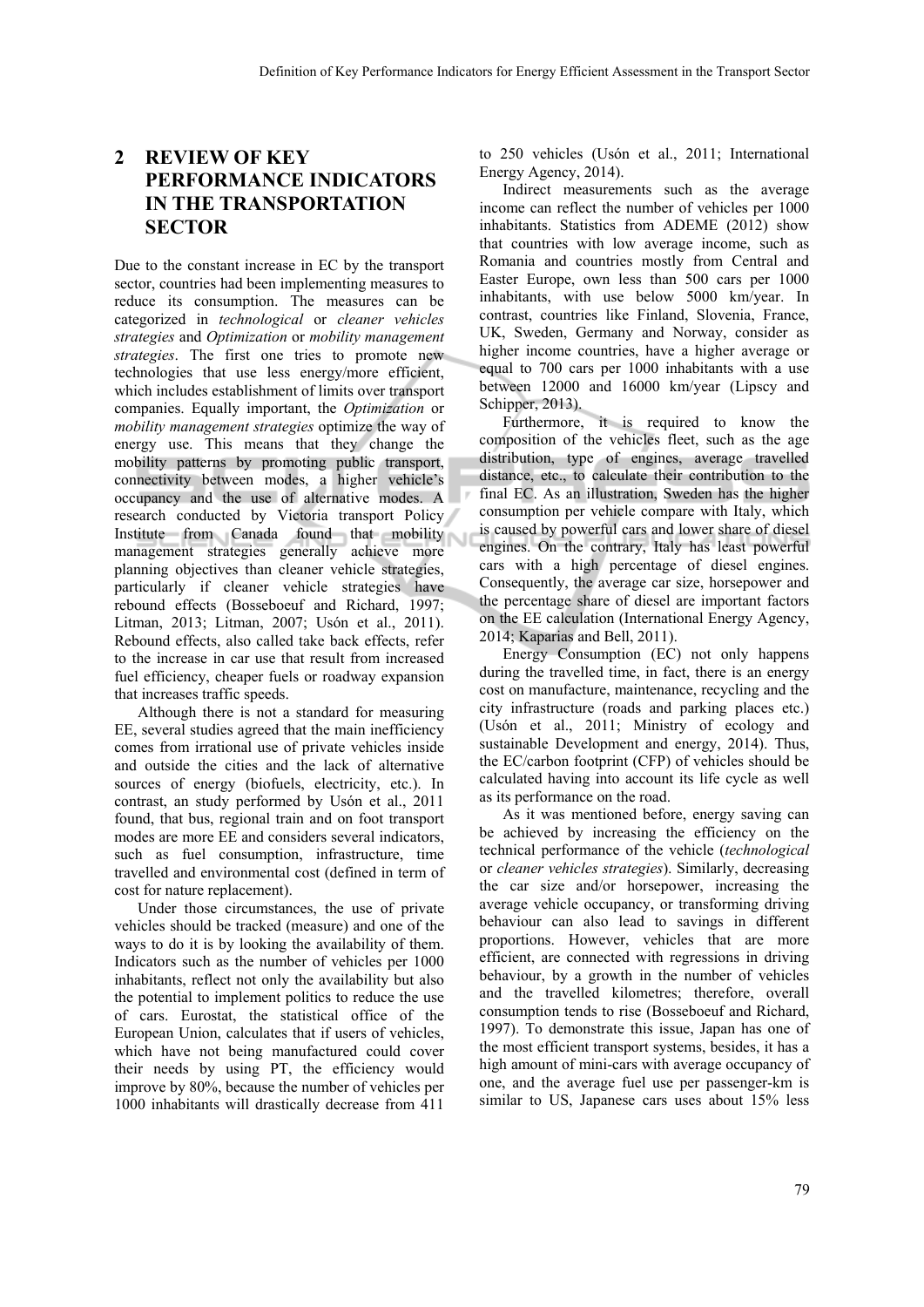## 2 REVIEW OF KEY PERFORMANCE INDICATORS IN THE TRANSPORTATION SECTOR

Due to the constant increase in EC by the transport sector, countries had been implementing measures to reduce its consumption. The measures can be categorized in *technological* or *cleaner vehicles strategies* and *Optimization* or *mobility management strategies*. The first one tries to promote new technologies that use less energy/more efficient, which includes establishment of limits over transport companies. Equally important, the *Optimization* or *mobility management strategies* optimize the way of energy use. This means that they change the mobility patterns by promoting public transport, connectivity between modes, a higher vehicle's occupancy and the use of alternative modes. A research conducted by Victoria transport Policy Institute from Canada found that mobility management strategies generally achieve more planning objectives than cleaner vehicle strategies, particularly if cleaner vehicle strategies have rebound effects (Bosseboeuf and Richard, 1997; Litman, 2013; Litman, 2007; Usón et al., 2011). Rebound effects, also called take back effects, refer to the increase in car use that result from increased fuel efficiency, cheaper fuels or roadway expansion that increases traffic speeds.

Although there is not a standard for measuring EE, several studies agreed that the main inefficiency comes from irrational use of private vehicles inside and outside the cities and the lack of alternative sources of energy (biofuels, electricity, etc.). In contrast, an study performed by Usón et al., 2011 found, that bus, regional train and on foot transport modes are more EE and considers several indicators, such as fuel consumption, infrastructure, time travelled and environmental cost (defined in term of cost for nature replacement).

Under those circumstances, the use of private vehicles should be tracked (measure) and one of the ways to do it is by looking the availability of them. Indicators such as the number of vehicles per 1000 inhabitants, reflect not only the availability but also the potential to implement politics to reduce the use of cars. Eurostat, the statistical office of the European Union, calculates that if users of vehicles, which have not being manufactured could cover their needs by using PT, the efficiency would improve by 80%, because the number of vehicles per 1000 inhabitants will drastically decrease from 411 to 250 vehicles (Usón et al., 2011; International Energy Agency, 2014).

Indirect measurements such as the average income can reflect the number of vehicles per 1000 inhabitants. Statistics from ADEME (2012) show that countries with low average income, such as Romania and countries mostly from Central and Easter Europe, own less than 500 cars per 1000 inhabitants, with use below 5000 km/year. In contrast, countries like Finland, Slovenia, France, UK, Sweden, Germany and Norway, consider as higher income countries, have a higher average or equal to 700 cars per 1000 inhabitants with a use between 12000 and 16000 km/year (Lipscy and Schipper, 2013).

Furthermore, it is required to know the composition of the vehicles fleet, such as the age distribution, type of engines, average travelled distance, etc., to calculate their contribution to the final EC. As an illustration, Sweden has the higher consumption per vehicle compare with Italy, which is caused by powerful cars and lower share of diesel engines. On the contrary, Italy has least powerful cars with a high percentage of diesel engines. Consequently, the average car size, horsepower and the percentage share of diesel are important factors on the EE calculation (International Energy Agency, 2014; Kaparias and Bell, 2011).

Energy Consumption (EC) not only happens during the travelled time, in fact, there is an energy cost on manufacture, maintenance, recycling and the city infrastructure (roads and parking places etc.) (Usón et al., 2011; Ministry of ecology and sustainable Development and energy, 2014). Thus, the EC/carbon footprint (CFP) of vehicles should be calculated having into account its life cycle as well as its performance on the road.

As it was mentioned before, energy saving can be achieved by increasing the efficiency on the technical performance of the vehicle (*technological* or *cleaner vehicles strategies*). Similarly, decreasing the car size and/or horsepower, increasing the average vehicle occupancy, or transforming driving behaviour can also lead to savings in different proportions. However, vehicles that are more efficient, are connected with regressions in driving behaviour, by a growth in the number of vehicles and the travelled kilometres; therefore, overall consumption tends to rise (Bosseboeuf and Richard, 1997). To demonstrate this issue, Japan has one of the most efficient transport systems, besides, it has a high amount of mini-cars with average occupancy of one, and the average fuel use per passenger-km is similar to US, Japanese cars uses about 15% less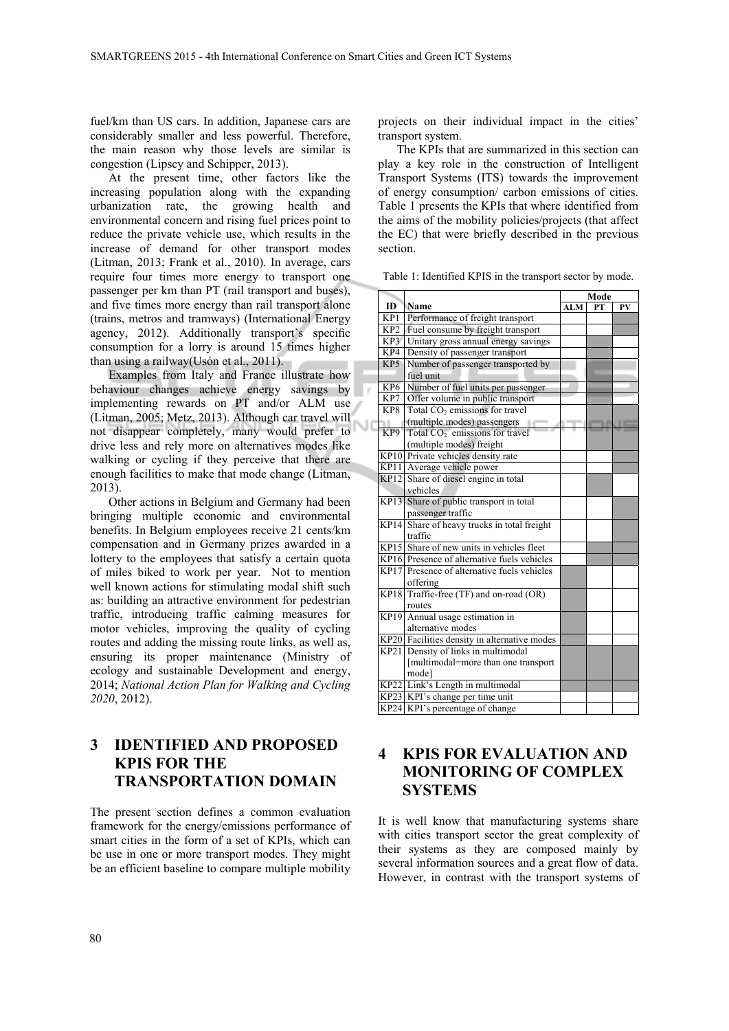fuel/km than US cars. In addition, Japanese cars are considerably smaller and less powerful. Therefore, the main reason why those levels are similar is congestion (Lipscy and Schipper, 2013).

At the present time, other factors like the increasing population along with the expanding urbanization rate, the growing health and environmental concern and rising fuel prices point to reduce the private vehicle use, which results in the increase of demand for other transport modes (Litman, 2013; Frank et al., 2010). In average, cars require four times more energy to transport one passenger per km than PT (rail transport and buses), and five times more energy than rail transport alone (trains, metros and tramways) (International Energy agency, 2012). Additionally transport's specific consumption for a lorry is around 15 times higher than using a railway(Usón et al., 2011).

Examples from Italy and France illustrate how behaviour changes achieve energy savings by implementing rewards on PT and/or ALM use (Litman, 2005; Metz, 2013). Although car travel will not disappear completely, many would prefer to drive less and rely more on alternatives modes like walking or cycling if they perceive that there are enough facilities to make that mode change (Litman, 2013).

Other actions in Belgium and Germany had been bringing multiple economic and environmental benefits. In Belgium employees receive 21 cents/km compensation and in Germany prizes awarded in a lottery to the employees that satisfy a certain quota of miles biked to work per year. Not to mention well known actions for stimulating modal shift such as: building an attractive environment for pedestrian traffic, introducing traffic calming measures for motor vehicles, improving the quality of cycling routes and adding the missing route links, as well as, ensuring its proper maintenance (Ministry of ecology and sustainable Development and energy, 2014; *National Action Plan for Walking and Cycling 2020*, 2012).

# 3 IDENTIFIED AND PROPOSED KPIS FOR THE TRANSPORTATION DOMAIN

The present section defines a common evaluation framework for the energy/emissions performance of smart cities in the form of a set of KPIs, which can be use in one or more transport modes. They might be an efficient baseline to compare multiple mobility projects on their individual impact in the cities' transport system.

The KPIs that are summarized in this section can play a key role in the construction of Intelligent Transport Systems (ITS) towards the improvement of energy consumption/ carbon emissions of cities. Table 1 presents the KPIs that where identified from the aims of the mobility policies/projects (that affect the EC) that were briefly described in the previous section.

Table 1: Identified KPIS in the transport sector by mode.

| ID | Name | Mode | | |
|---|---|---|---|---|
| | | ALM | PT | PV |
| KP1 | Performance of freight transport | | | ■ |
| KP2 | Fuel consume by freight transport | | | ■ |
| KP3 | Unitary gross annual energy savings | | ■ | |
| KP4 | Density of passenger transport | | ■ | |
| KP5 | Number of passenger transported by fuel unit | | ■ | |
| KP6 | Number of fuel units per passenger | | ■ | |
| KP7 | Offer volume in public transport | | ■ | |
| KP8 | Total $CO_2$ emissions for travel (multiple modes) passengers | | ■ | ■ |
| KP9 | Total $CO_2$ emissions for travel (multiple modes) freight | | ■ | ■ |
| KP10 | Private vehicles density rate | | | ■ |
| KP11 | Average vehicle power | | | ■ |
| KP12 | Share of diesel engine in total vehicles | | ■ | |
| KP13 | Share of public transport in total passenger traffic | | | ■ |
| KP14 | Share of heavy trucks in total freight traffic | | | ■ |
| KP15 | Share of new units in vehicles fleet | | ■ | ■ |
| KP16 | Presence of alternative fuels vehicles | | ■ | ■ |
| KP17 | Presence of alternative fuels vehicles offering | ■ | | |
| KP18 | Traffic-free (TF) and on-road (OR) routes | ■ | | |
| KP19 | Annual usage estimation in alternative modes | ■ | | |
| KP20 | Facilities density in alternative modes | ■ | | |
| KP21 | Density of links in multimodal [multimodal=more than one transport mode] | ■ | ■ | ■ |
| KP22 | Link's Length in multimodal | ■ | ■ | ■ |
| KP23 | KPI's change per time unit | | | |
| KP24 | KPI's percentage of change | | | |

# 4 KPIS FOR EVALUATION AND MONITORING OF COMPLEX SYSTEMS

It is well know that manufacturing systems share with cities transport sector the great complexity of their systems as they are composed mainly by several information sources and a great flow of data. However, in contrast with the transport systems of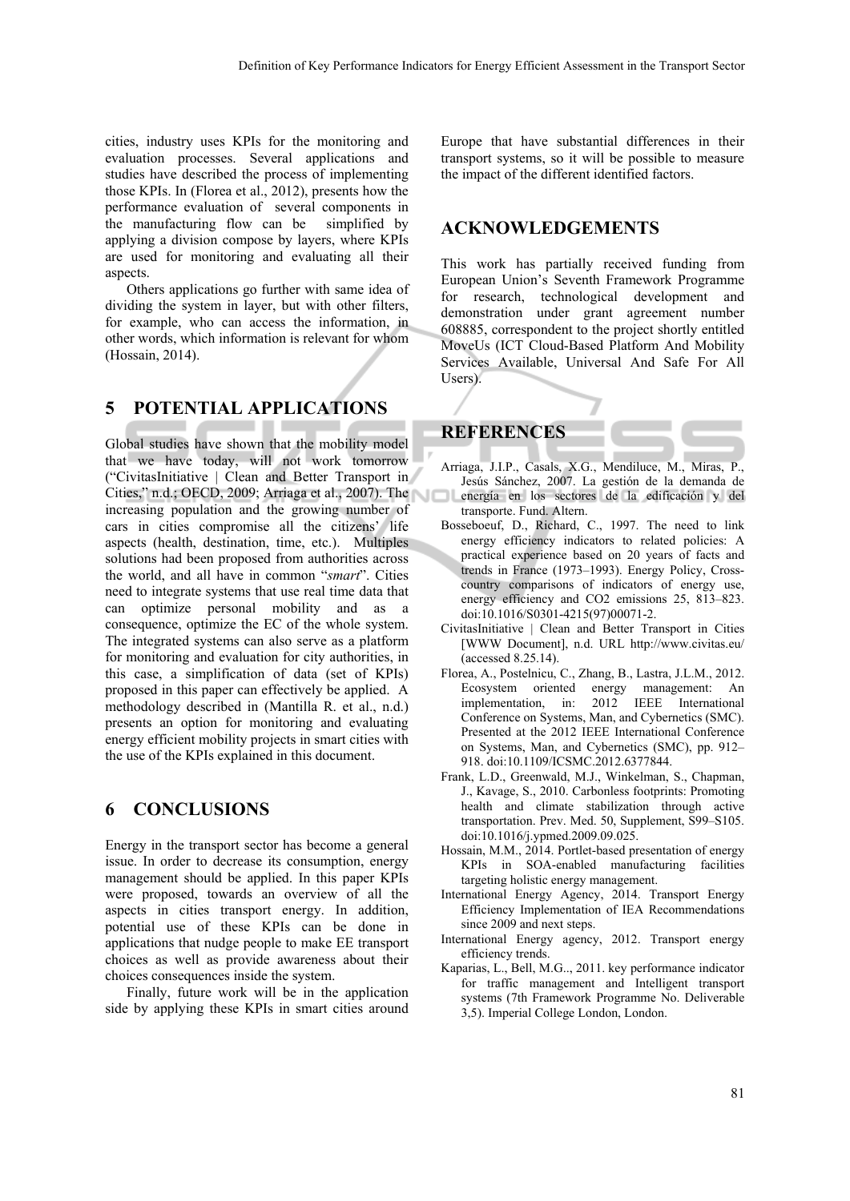cities, industry uses KPIs for the monitoring and evaluation processes. Several applications and studies have described the process of implementing those KPIs. In (Florea et al., 2012), presents how the performance evaluation of several components in the manufacturing flow can be simplified by applying a division compose by layers, where KPIs are used for monitoring and evaluating all their aspects.

Others applications go further with same idea of dividing the system in layer, but with other filters, for example, who can access the information, in other words, which information is relevant for whom (Hossain, 2014).

## 5 POTENTIAL APPLICATIONS

Global studies have shown that the mobility model that we have today, will not work tomorrow ("CivitasInitiative | Clean and Better Transport in Cities," n.d.; OECD, 2009; Arriaga et al., 2007). The increasing population and the growing number of cars in cities compromise all the citizens' life aspects (health, destination, time, etc.). Multiples solutions had been proposed from authorities across the world, and all have in common "*smart*". Cities need to integrate systems that use real time data that can optimize personal mobility and as a consequence, optimize the EC of the whole system. The integrated systems can also serve as a platform for monitoring and evaluation for city authorities, in this case, a simplification of data (set of KPIs) proposed in this paper can effectively be applied. A methodology described in (Mantilla R. et al., n.d.) presents an option for monitoring and evaluating energy efficient mobility projects in smart cities with the use of the KPIs explained in this document.

## 6 CONCLUSIONS

Energy in the transport sector has become a general issue. In order to decrease its consumption, energy management should be applied. In this paper KPIs were proposed, towards an overview of all the aspects in cities transport energy. In addition, potential use of these KPIs can be done in applications that nudge people to make EE transport choices as well as provide awareness about their choices consequences inside the system.

Finally, future work will be in the application side by applying these KPIs in smart cities around Europe that have substantial differences in their transport systems, so it will be possible to measure the impact of the different identified factors.

## ACKNOWLEDGEMENTS

This work has partially received funding from European Union's Seventh Framework Programme for research, technological development and demonstration under grant agreement number 608885, correspondent to the project shortly entitled MoveUs (ICT Cloud-Based Platform And Mobility Services Available, Universal And Safe For All Users).

## REFERENCES

Arriaga, J.I.P., Casals, X.G., Mendiluce, M., Miras, P., Jesús Sánchez, 2007. La gestión de la demanda de energía en los sectores de la edificación y del transporte. Fund. Altern.

Bosseboeuf, D., Richard, C., 1997. The need to link energy efficiency indicators to related policies: A practical experience based on 20 years of facts and trends in France (1973–1993). Energy Policy, Cross-country comparisons of indicators of energy use, energy efficiency and CO2 emissions 25, 813–823. doi:10.1016/S0301-4215(97)00071-2.

CivitasInitiative | Clean and Better Transport in Cities [WWW Document], n.d. URL http://www.civitas.eu/ (accessed 8.25.14).

Florea, A., Postelnicu, C., Zhang, B., Lastra, J.L.M., 2012. Ecosystem oriented energy management: An implementation, in: 2012 IEEE International Conference on Systems, Man, and Cybernetics (SMC). Presented at the 2012 IEEE International Conference on Systems, Man, and Cybernetics (SMC), pp. 912–918. doi:10.1109/ICSMC.2012.6377844.

Frank, L.D., Greenwald, M.J., Winkelman, S., Chapman, J., Kavage, S., 2010. Carbonless footprints: Promoting health and climate stabilization through active transportation. Prev. Med. 50, Supplement, S99–S105. doi:10.1016/j.ypmed.2009.09.025.

Hossain, M.M., 2014. Portlet-based presentation of energy KPIs in SOA-enabled manufacturing facilities targeting holistic energy management.

International Energy Agency, 2014. Transport Energy Efficiency Implementation of IEA Recommendations since 2009 and next steps.

International Energy agency, 2012. Transport energy efficiency trends.

Kaparias, L., Bell, M.G.., 2011. key performance indicator for traffic management and Intelligent transport systems (7th Framework Programme No. Deliverable 3,5). Imperial College London, London.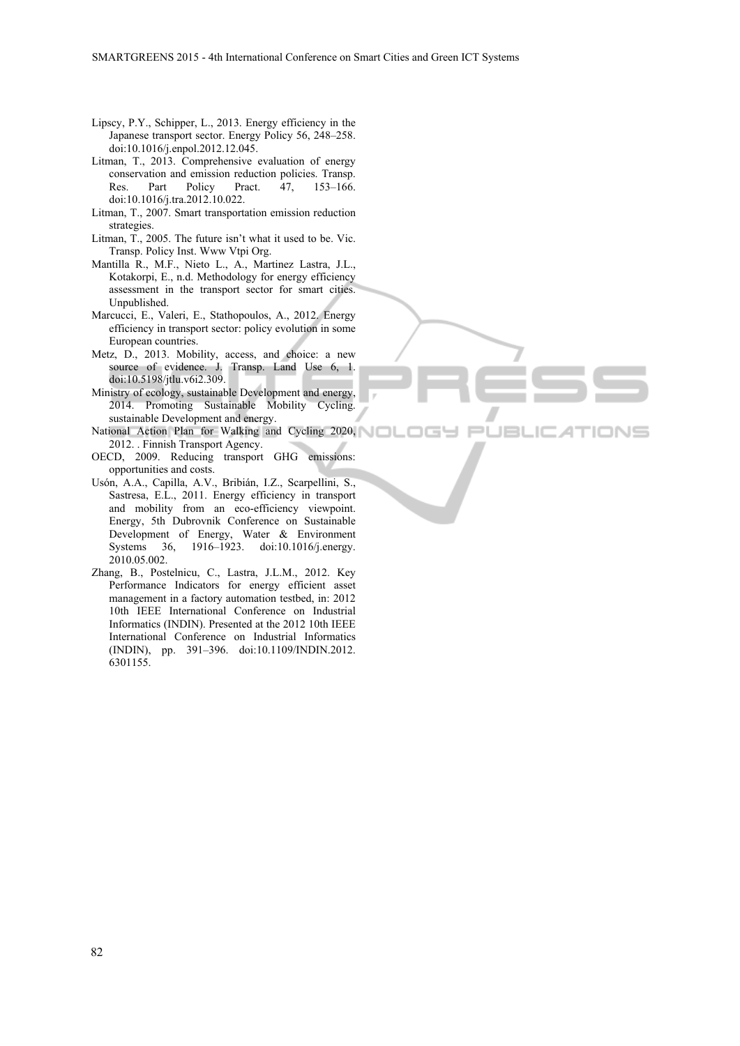Lipscy, P.Y., Schipper, L., 2013. Energy efficiency in the Japanese transport sector. Energy Policy 56, 248–258. doi:10.1016/j.enpol.2012.12.045.

Litman, T., 2013. Comprehensive evaluation of energy conservation and emission reduction policies. Transp. Res. Part Policy Pract. 47, 153–166. doi:10.1016/j.tra.2012.10.022.

Litman, T., 2007. Smart transportation emission reduction strategies.

Litman, T., 2005. The future isn't what it used to be. Vic. Transp. Policy Inst. Www Vtpi Org.

Mantilla R., M.F., Nieto L., A., Martinez Lastra, J.L., Kotakorpi, E., n.d. Methodology for energy efficiency assessment in the transport sector for smart cities. Unpublished.

Marcucci, E., Valeri, E., Stathopoulos, A., 2012. Energy efficiency in transport sector: policy evolution in some European countries.

Metz, D., 2013. Mobility, access, and choice: a new source of evidence. J. Transp. Land Use 6, 1. doi:10.5198/jtlu.v6i2.309.

Ministry of ecology, sustainable Development and energy, 2014. Promoting Sustainable Mobility Cycling. sustainable Development and energy.

National Action Plan for Walking and Cycling 2020, 2012. . Finnish Transport Agency.

OECD, 2009. Reducing transport GHG emissions: opportunities and costs.

Usón, A.A., Capilla, A.V., Bribián, I.Z., Scarpellini, S., Sastresa, E.L., 2011. Energy efficiency in transport and mobility from an eco-efficiency viewpoint. Energy, 5th Dubrovnik Conference on Sustainable Development of Energy, Water & Environment Systems 36, 1916–1923. doi:10.1016/j.energy.2010.05.002.

Zhang, B., Postelnicu, C., Lastra, J.L.M., 2012. Key Performance Indicators for energy efficient asset management in a factory automation testbed, in: 2012 10th IEEE International Conference on Industrial Informatics (INDIN). Presented at the 2012 10th IEEE International Conference on Industrial Informatics (INDIN), pp. 391–396. doi:10.1109/INDIN.2012.6301155.